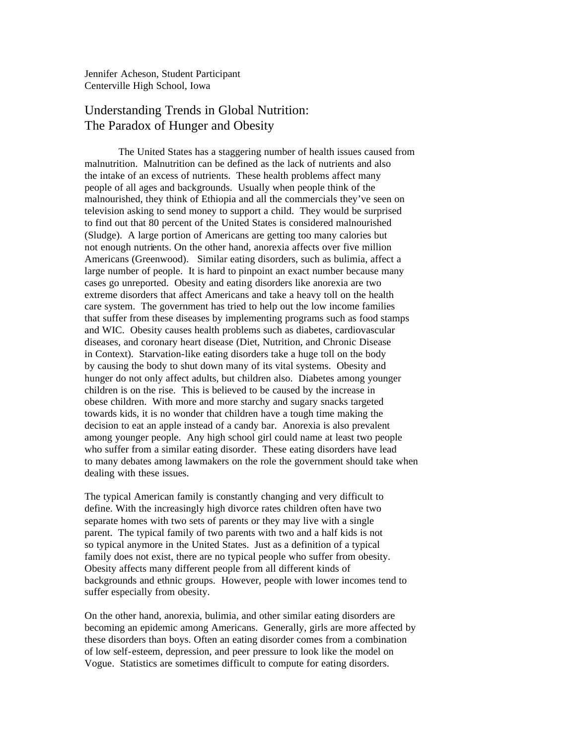Jennifer Acheson, Student Participant
Centerville High School, Iowa

# Understanding Trends in Global Nutrition: The Paradox of Hunger and Obesity

The United States has a staggering number of health issues caused from malnutrition. Malnutrition can be defined as the lack of nutrients and also the intake of an excess of nutrients. These health problems affect many people of all ages and backgrounds. Usually when people think of the malnourished, they think of Ethiopia and all the commercials they've seen on television asking to send money to support a child. They would be surprised to find out that 80 percent of the United States is considered malnourished (Sludge). A large portion of Americans are getting too many calories but not enough nutrients. On the other hand, anorexia affects over five million Americans (Greenwood). Similar eating disorders, such as bulimia, affect a large number of people. It is hard to pinpoint an exact number because many cases go unreported. Obesity and eating disorders like anorexia are two extreme disorders that affect Americans and take a heavy toll on the health care system. The government has tried to help out the low income families that suffer from these diseases by implementing programs such as food stamps and WIC. Obesity causes health problems such as diabetes, cardiovascular diseases, and coronary heart disease (Diet, Nutrition, and Chronic Disease in Context). Starvation-like eating disorders take a huge toll on the body by causing the body to shut down many of its vital systems. Obesity and hunger do not only affect adults, but children also. Diabetes among younger children is on the rise. This is believed to be caused by the increase in obese children. With more and more starchy and sugary snacks targeted towards kids, it is no wonder that children have a tough time making the decision to eat an apple instead of a candy bar. Anorexia is also prevalent among younger people. Any high school girl could name at least two people who suffer from a similar eating disorder. These eating disorders have lead to many debates among lawmakers on the role the government should take when dealing with these issues.

The typical American family is constantly changing and very difficult to define. With the increasingly high divorce rates children often have two separate homes with two sets of parents or they may live with a single parent. The typical family of two parents with two and a half kids is not so typical anymore in the United States. Just as a definition of a typical family does not exist, there are no typical people who suffer from obesity. Obesity affects many different people from all different kinds of backgrounds and ethnic groups. However, people with lower incomes tend to suffer especially from obesity.

On the other hand, anorexia, bulimia, and other similar eating disorders are becoming an epidemic among Americans. Generally, girls are more affected by these disorders than boys. Often an eating disorder comes from a combination of low self-esteem, depression, and peer pressure to look like the model on Vogue. Statistics are sometimes difficult to compute for eating disorders.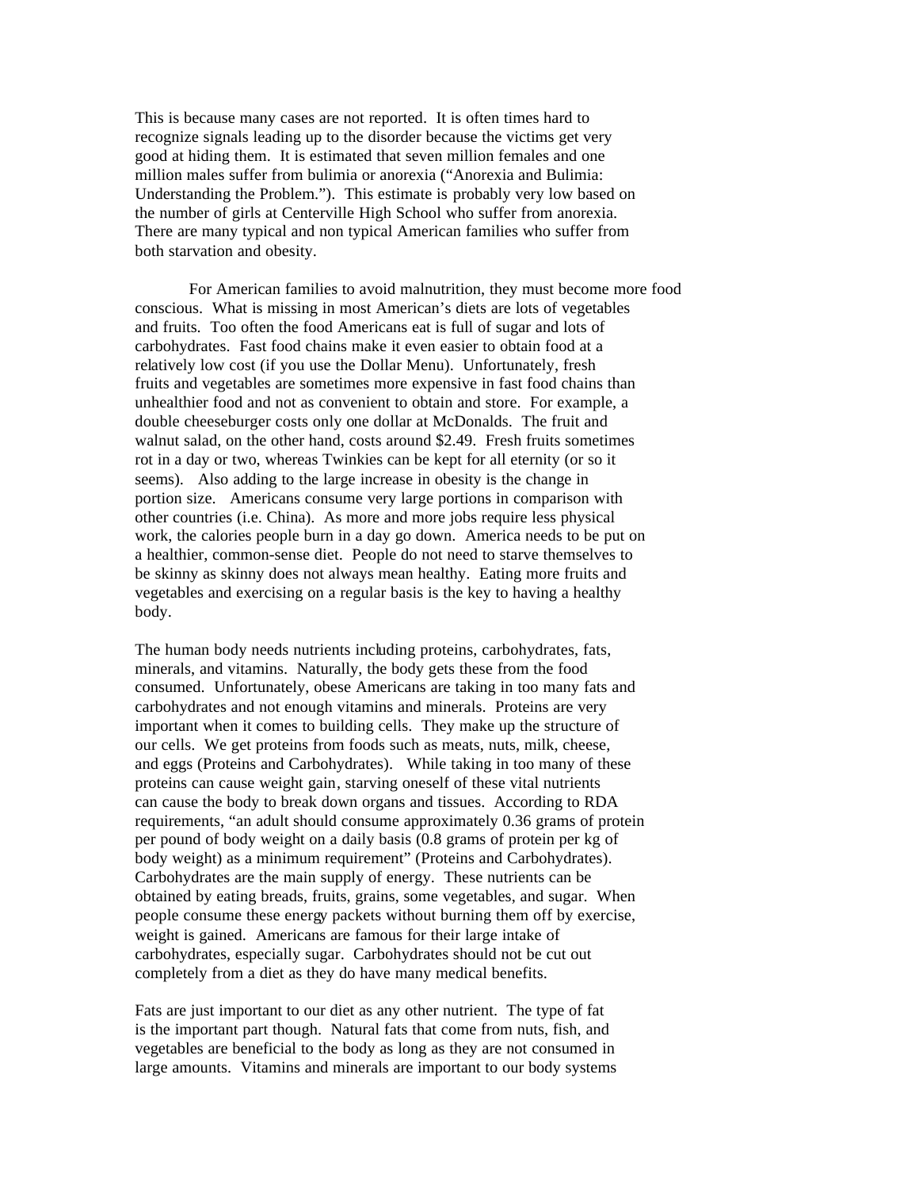This is because many cases are not reported. It is often times hard to recognize signals leading up to the disorder because the victims get very good at hiding them. It is estimated that seven million females and one million males suffer from bulimia or anorexia ("Anorexia and Bulimia: Understanding the Problem."). This estimate is probably very low based on the number of girls at Centerville High School who suffer from anorexia. There are many typical and non typical American families who suffer from both starvation and obesity.

For American families to avoid malnutrition, they must become more food conscious. What is missing in most American's diets are lots of vegetables and fruits. Too often the food Americans eat is full of sugar and lots of carbohydrates. Fast food chains make it even easier to obtain food at a relatively low cost (if you use the Dollar Menu). Unfortunately, fresh fruits and vegetables are sometimes more expensive in fast food chains than unhealthier food and not as convenient to obtain and store. For example, a double cheeseburger costs only one dollar at McDonalds. The fruit and walnut salad, on the other hand, costs around $2.49. Fresh fruits sometimes rot in a day or two, whereas Twinkies can be kept for all eternity (or so it seems). Also adding to the large increase in obesity is the change in portion size. Americans consume very large portions in comparison with other countries (i.e. China). As more and more jobs require less physical work, the calories people burn in a day go down. America needs to be put on a healthier, common-sense diet. People do not need to starve themselves to be skinny as skinny does not always mean healthy. Eating more fruits and vegetables and exercising on a regular basis is the key to having a healthy body.

The human body needs nutrients including proteins, carbohydrates, fats, minerals, and vitamins. Naturally, the body gets these from the food consumed. Unfortunately, obese Americans are taking in too many fats and carbohydrates and not enough vitamins and minerals. Proteins are very important when it comes to building cells. They make up the structure of our cells. We get proteins from foods such as meats, nuts, milk, cheese, and eggs (Proteins and Carbohydrates). While taking in too many of these proteins can cause weight gain, starving oneself of these vital nutrients can cause the body to break down organs and tissues. According to RDA requirements, "an adult should consume approximately 0.36 grams of protein per pound of body weight on a daily basis (0.8 grams of protein per kg of body weight) as a minimum requirement" (Proteins and Carbohydrates). Carbohydrates are the main supply of energy. These nutrients can be obtained by eating breads, fruits, grains, some vegetables, and sugar. When people consume these energy packets without burning them off by exercise, weight is gained. Americans are famous for their large intake of carbohydrates, especially sugar. Carbohydrates should not be cut out completely from a diet as they do have many medical benefits.

Fats are just important to our diet as any other nutrient. The type of fat is the important part though. Natural fats that come from nuts, fish, and vegetables are beneficial to the body as long as they are not consumed in large amounts. Vitamins and minerals are important to our body systems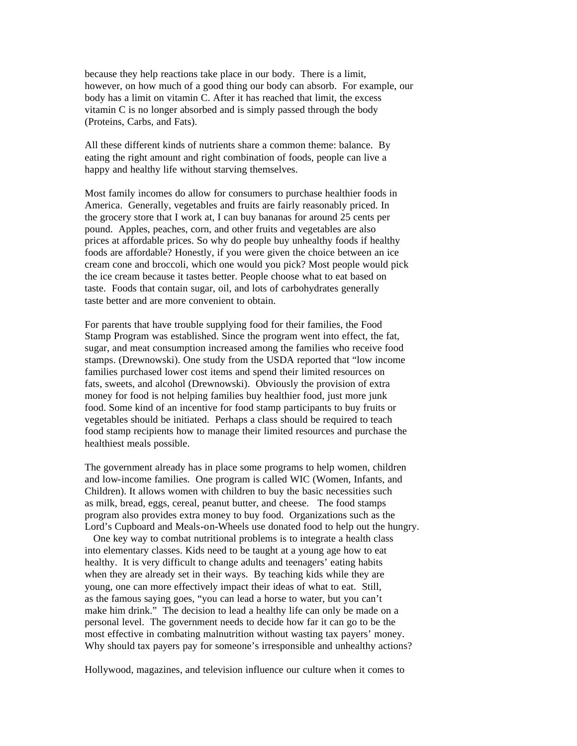because they help reactions take place in our body. There is a limit, however, on how much of a good thing our body can absorb. For example, our body has a limit on vitamin C. After it has reached that limit, the excess vitamin C is no longer absorbed and is simply passed through the body (Proteins, Carbs, and Fats).

All these different kinds of nutrients share a common theme: balance. By eating the right amount and right combination of foods, people can live a happy and healthy life without starving themselves.

Most family incomes do allow for consumers to purchase healthier foods in America. Generally, vegetables and fruits are fairly reasonably priced. In the grocery store that I work at, I can buy bananas for around 25 cents per pound. Apples, peaches, corn, and other fruits and vegetables are also prices at affordable prices. So why do people buy unhealthy foods if healthy foods are affordable? Honestly, if you were given the choice between an ice cream cone and broccoli, which one would you pick? Most people would pick the ice cream because it tastes better. People choose what to eat based on taste. Foods that contain sugar, oil, and lots of carbohydrates generally taste better and are more convenient to obtain.

For parents that have trouble supplying food for their families, the Food Stamp Program was established. Since the program went into effect, the fat, sugar, and meat consumption increased among the families who receive food stamps. (Drewnowski). One study from the USDA reported that "low income families purchased lower cost items and spend their limited resources on fats, sweets, and alcohol (Drewnowski). Obviously the provision of extra money for food is not helping families buy healthier food, just more junk food. Some kind of an incentive for food stamp participants to buy fruits or vegetables should be initiated. Perhaps a class should be required to teach food stamp recipients how to manage their limited resources and purchase the healthiest meals possible.

The government already has in place some programs to help women, children and low-income families. One program is called WIC (Women, Infants, and Children). It allows women with children to buy the basic necessities such as milk, bread, eggs, cereal, peanut butter, and cheese. The food stamps program also provides extra money to buy food. Organizations such as the Lord's Cupboard and Meals-on-Wheels use donated food to help out the hungry.

One key way to combat nutritional problems is to integrate a health class into elementary classes. Kids need to be taught at a young age how to eat healthy. It is very difficult to change adults and teenagers' eating habits when they are already set in their ways. By teaching kids while they are young, one can more effectively impact their ideas of what to eat. Still, as the famous saying goes, "you can lead a horse to water, but you can't make him drink." The decision to lead a healthy life can only be made on a personal level. The government needs to decide how far it can go to be the most effective in combating malnutrition without wasting tax payers' money. Why should tax payers pay for someone's irresponsible and unhealthy actions?

Hollywood, magazines, and television influence our culture when it comes to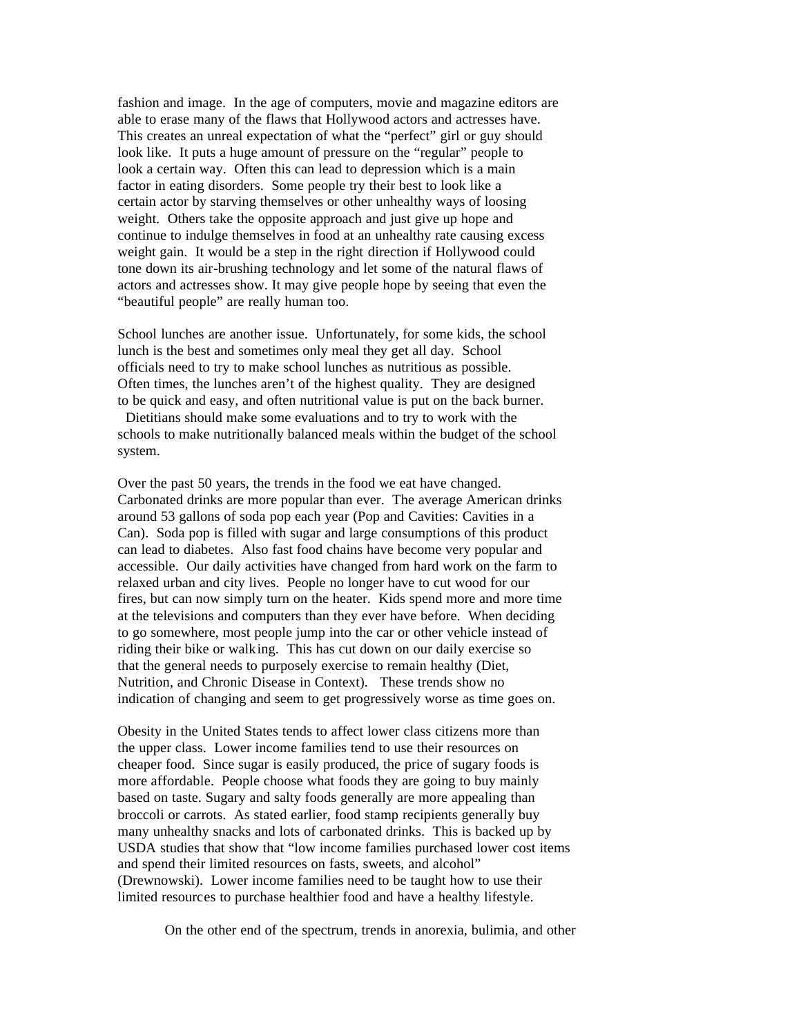fashion and image. In the age of computers, movie and magazine editors are able to erase many of the flaws that Hollywood actors and actresses have. This creates an unreal expectation of what the "perfect" girl or guy should look like. It puts a huge amount of pressure on the "regular" people to look a certain way. Often this can lead to depression which is a main factor in eating disorders. Some people try their best to look like a certain actor by starving themselves or other unhealthy ways of loosing weight. Others take the opposite approach and just give up hope and continue to indulge themselves in food at an unhealthy rate causing excess weight gain. It would be a step in the right direction if Hollywood could tone down its air-brushing technology and let some of the natural flaws of actors and actresses show. It may give people hope by seeing that even the "beautiful people" are really human too.

School lunches are another issue. Unfortunately, for some kids, the school lunch is the best and sometimes only meal they get all day. School officials need to try to make school lunches as nutritious as possible. Often times, the lunches aren't of the highest quality. They are designed to be quick and easy, and often nutritional value is put on the back burner. Dietitians should make some evaluations and to try to work with the schools to make nutritionally balanced meals within the budget of the school system.

Over the past 50 years, the trends in the food we eat have changed. Carbonated drinks are more popular than ever. The average American drinks around 53 gallons of soda pop each year (Pop and Cavities: Cavities in a Can). Soda pop is filled with sugar and large consumptions of this product can lead to diabetes. Also fast food chains have become very popular and accessible. Our daily activities have changed from hard work on the farm to relaxed urban and city lives. People no longer have to cut wood for our fires, but can now simply turn on the heater. Kids spend more and more time at the televisions and computers than they ever have before. When deciding to go somewhere, most people jump into the car or other vehicle instead of riding their bike or walking. This has cut down on our daily exercise so that the general needs to purposely exercise to remain healthy (Diet, Nutrition, and Chronic Disease in Context). These trends show no indication of changing and seem to get progressively worse as time goes on.

Obesity in the United States tends to affect lower class citizens more than the upper class. Lower income families tend to use their resources on cheaper food. Since sugar is easily produced, the price of sugary foods is more affordable. People choose what foods they are going to buy mainly based on taste. Sugary and salty foods generally are more appealing than broccoli or carrots. As stated earlier, food stamp recipients generally buy many unhealthy snacks and lots of carbonated drinks. This is backed up by USDA studies that show that "low income families purchased lower cost items and spend their limited resources on fasts, sweets, and alcohol" (Drewnowski). Lower income families need to be taught how to use their limited resources to purchase healthier food and have a healthy lifestyle.

On the other end of the spectrum, trends in anorexia, bulimia, and other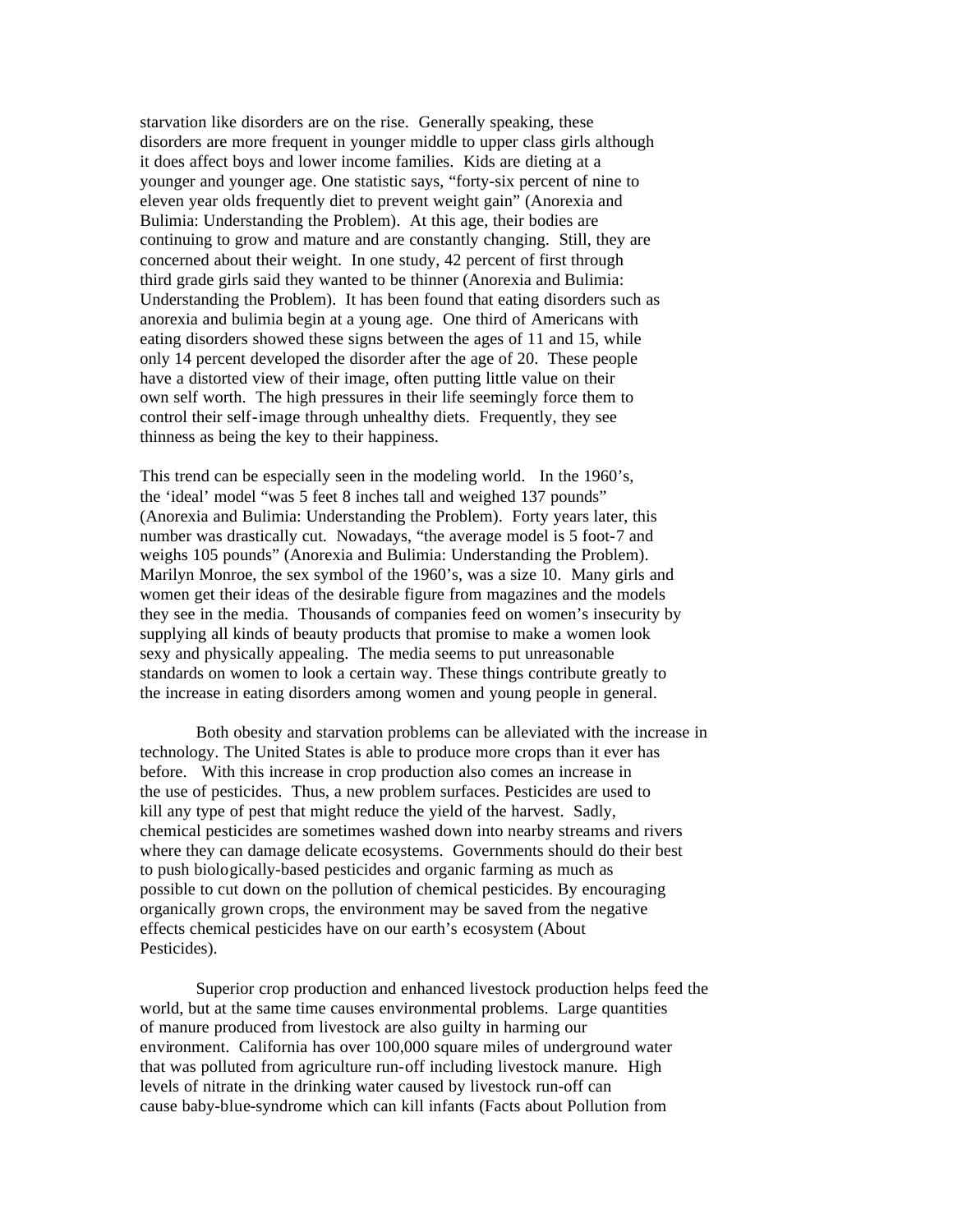starvation like disorders are on the rise. Generally speaking, these disorders are more frequent in younger middle to upper class girls although it does affect boys and lower income families. Kids are dieting at a younger and younger age. One statistic says, "forty-six percent of nine to eleven year olds frequently diet to prevent weight gain" (Anorexia and Bulimia: Understanding the Problem). At this age, their bodies are continuing to grow and mature and are constantly changing. Still, they are concerned about their weight. In one study, 42 percent of first through third grade girls said they wanted to be thinner (Anorexia and Bulimia: Understanding the Problem). It has been found that eating disorders such as anorexia and bulimia begin at a young age. One third of Americans with eating disorders showed these signs between the ages of 11 and 15, while only 14 percent developed the disorder after the age of 20. These people have a distorted view of their image, often putting little value on their own self worth. The high pressures in their life seemingly force them to control their self-image through unhealthy diets. Frequently, they see thinness as being the key to their happiness.

This trend can be especially seen in the modeling world. In the 1960's, the 'ideal' model "was 5 feet 8 inches tall and weighed 137 pounds" (Anorexia and Bulimia: Understanding the Problem). Forty years later, this number was drastically cut. Nowadays, "the average model is 5 foot-7 and weighs 105 pounds" (Anorexia and Bulimia: Understanding the Problem). Marilyn Monroe, the sex symbol of the 1960's, was a size 10. Many girls and women get their ideas of the desirable figure from magazines and the models they see in the media. Thousands of companies feed on women's insecurity by supplying all kinds of beauty products that promise to make a women look sexy and physically appealing. The media seems to put unreasonable standards on women to look a certain way. These things contribute greatly to the increase in eating disorders among women and young people in general.

Both obesity and starvation problems can be alleviated with the increase in technology. The United States is able to produce more crops than it ever has before. With this increase in crop production also comes an increase in the use of pesticides. Thus, a new problem surfaces. Pesticides are used to kill any type of pest that might reduce the yield of the harvest. Sadly, chemical pesticides are sometimes washed down into nearby streams and rivers where they can damage delicate ecosystems. Governments should do their best to push biologically-based pesticides and organic farming as much as possible to cut down on the pollution of chemical pesticides. By encouraging organically grown crops, the environment may be saved from the negative effects chemical pesticides have on our earth's ecosystem (About Pesticides).

Superior crop production and enhanced livestock production helps feed the world, but at the same time causes environmental problems. Large quantities of manure produced from livestock are also guilty in harming our environment. California has over 100,000 square miles of underground water that was polluted from agriculture run-off including livestock manure. High levels of nitrate in the drinking water caused by livestock run-off can cause baby-blue-syndrome which can kill infants (Facts about Pollution from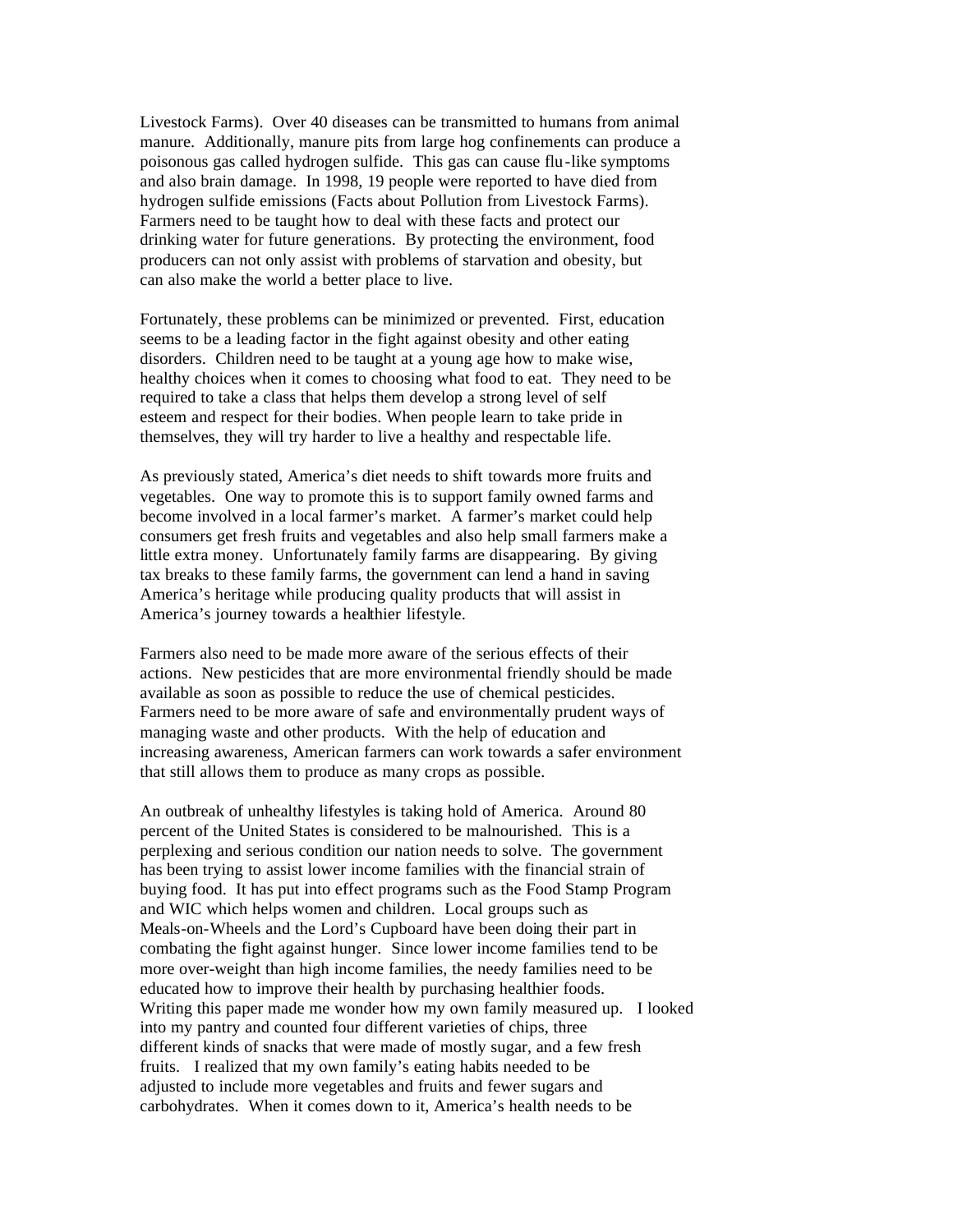Livestock Farms). Over 40 diseases can be transmitted to humans from animal manure. Additionally, manure pits from large hog confinements can produce a poisonous gas called hydrogen sulfide. This gas can cause flu-like symptoms and also brain damage. In 1998, 19 people were reported to have died from hydrogen sulfide emissions (Facts about Pollution from Livestock Farms). Farmers need to be taught how to deal with these facts and protect our drinking water for future generations. By protecting the environment, food producers can not only assist with problems of starvation and obesity, but can also make the world a better place to live.

Fortunately, these problems can be minimized or prevented. First, education seems to be a leading factor in the fight against obesity and other eating disorders. Children need to be taught at a young age how to make wise, healthy choices when it comes to choosing what food to eat. They need to be required to take a class that helps them develop a strong level of self esteem and respect for their bodies. When people learn to take pride in themselves, they will try harder to live a healthy and respectable life.

As previously stated, America's diet needs to shift towards more fruits and vegetables. One way to promote this is to support family owned farms and become involved in a local farmer's market. A farmer's market could help consumers get fresh fruits and vegetables and also help small farmers make a little extra money. Unfortunately family farms are disappearing. By giving tax breaks to these family farms, the government can lend a hand in saving America's heritage while producing quality products that will assist in America's journey towards a healthier lifestyle.

Farmers also need to be made more aware of the serious effects of their actions. New pesticides that are more environmental friendly should be made available as soon as possible to reduce the use of chemical pesticides. Farmers need to be more aware of safe and environmentally prudent ways of managing waste and other products. With the help of education and increasing awareness, American farmers can work towards a safer environment that still allows them to produce as many crops as possible.

An outbreak of unhealthy lifestyles is taking hold of America. Around 80 percent of the United States is considered to be malnourished. This is a perplexing and serious condition our nation needs to solve. The government has been trying to assist lower income families with the financial strain of buying food. It has put into effect programs such as the Food Stamp Program and WIC which helps women and children. Local groups such as Meals-on-Wheels and the Lord's Cupboard have been doing their part in combating the fight against hunger. Since lower income families tend to be more over-weight than high income families, the needy families need to be educated how to improve their health by purchasing healthier foods. Writing this paper made me wonder how my own family measured up. I looked into my pantry and counted four different varieties of chips, three different kinds of snacks that were made of mostly sugar, and a few fresh fruits. I realized that my own family's eating habits needed to be adjusted to include more vegetables and fruits and fewer sugars and carbohydrates. When it comes down to it, America's health needs to be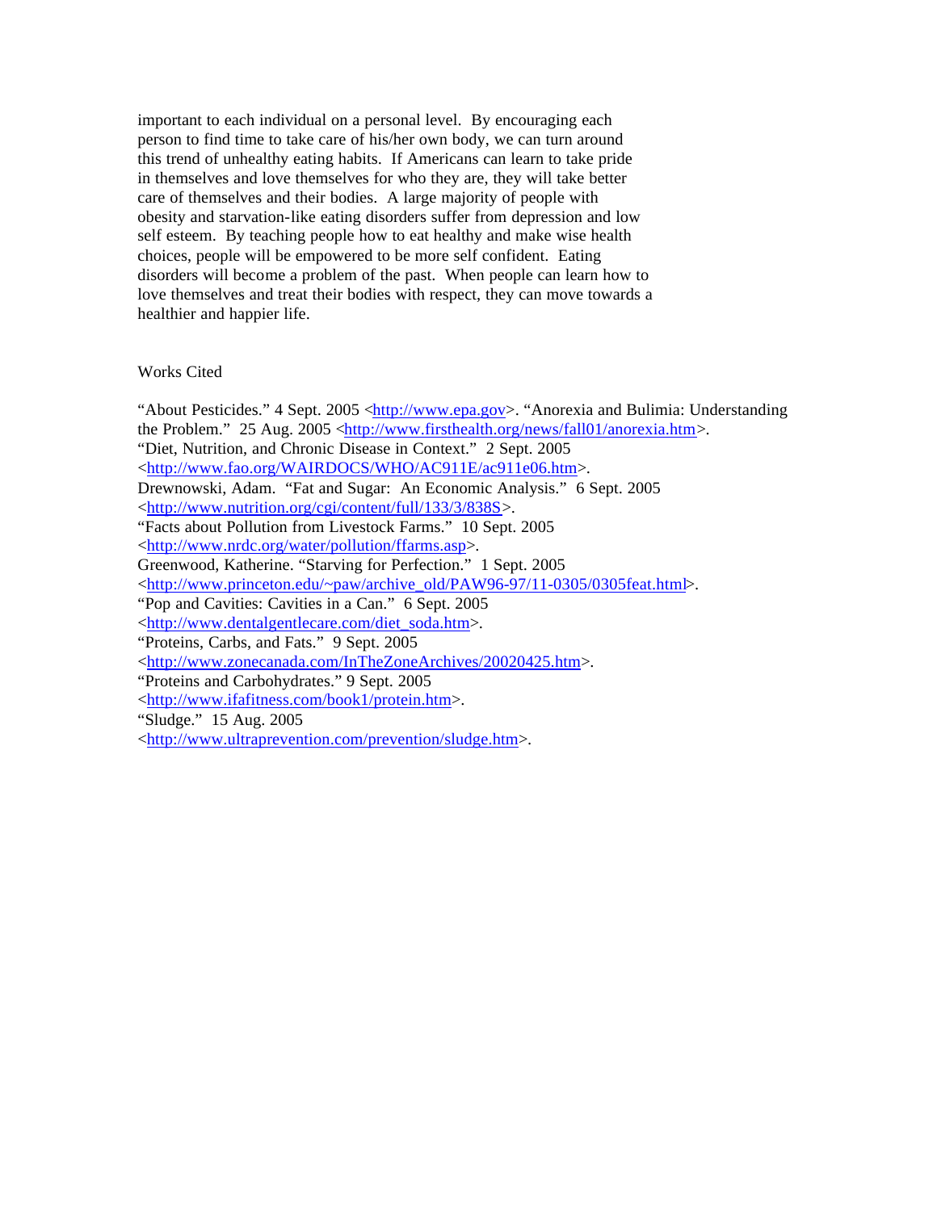important to each individual on a personal level. By encouraging each person to find time to take care of his/her own body, we can turn around this trend of unhealthy eating habits. If Americans can learn to take pride in themselves and love themselves for who they are, they will take better care of themselves and their bodies. A large majority of people with obesity and starvation-like eating disorders suffer from depression and low self esteem. By teaching people how to eat healthy and make wise health choices, people will be empowered to be more self confident. Eating disorders will become a problem of the past. When people can learn how to love themselves and treat their bodies with respect, they can move towards a healthier and happier life.

## Works Cited

"About Pesticides." 4 Sept. 2005 <http://www.epa.gov>. "Anorexia and Bulimia: Understanding the Problem." 25 Aug. 2005 <http://www.firsthealth.org/news/fall01/anorexia.htm>.

"Diet, Nutrition, and Chronic Disease in Context." 2 Sept. 2005 <http://www.fao.org/WAIRDOCS/WHO/AC911E/ac911e06.htm>.

Drewnowski, Adam. "Fat and Sugar: An Economic Analysis." 6 Sept. 2005 <http://www.nutrition.org/cgi/content/full/133/3/838S>.

"Facts about Pollution from Livestock Farms." 10 Sept. 2005 <http://www.nrdc.org/water/pollution/ffarms.asp>.

Greenwood, Katherine. "Starving for Perfection." 1 Sept. 2005 <http://www.princeton.edu/~paw/archive_old/PAW96-97/11-0305/0305feat.html>.

"Pop and Cavities: Cavities in a Can." 6 Sept. 2005 <http://www.dentalgentlecare.com/diet_soda.htm>.

"Proteins, Carbs, and Fats." 9 Sept. 2005 <http://www.zonecanada.com/InTheZoneArchives/20020425.htm>.

"Proteins and Carbohydrates." 9 Sept. 2005 <http://www.ifafitness.com/book1/protein.htm>.

"Sludge." 15 Aug. 2005 <http://www.ultraprevention.com/prevention/sludge.htm>.